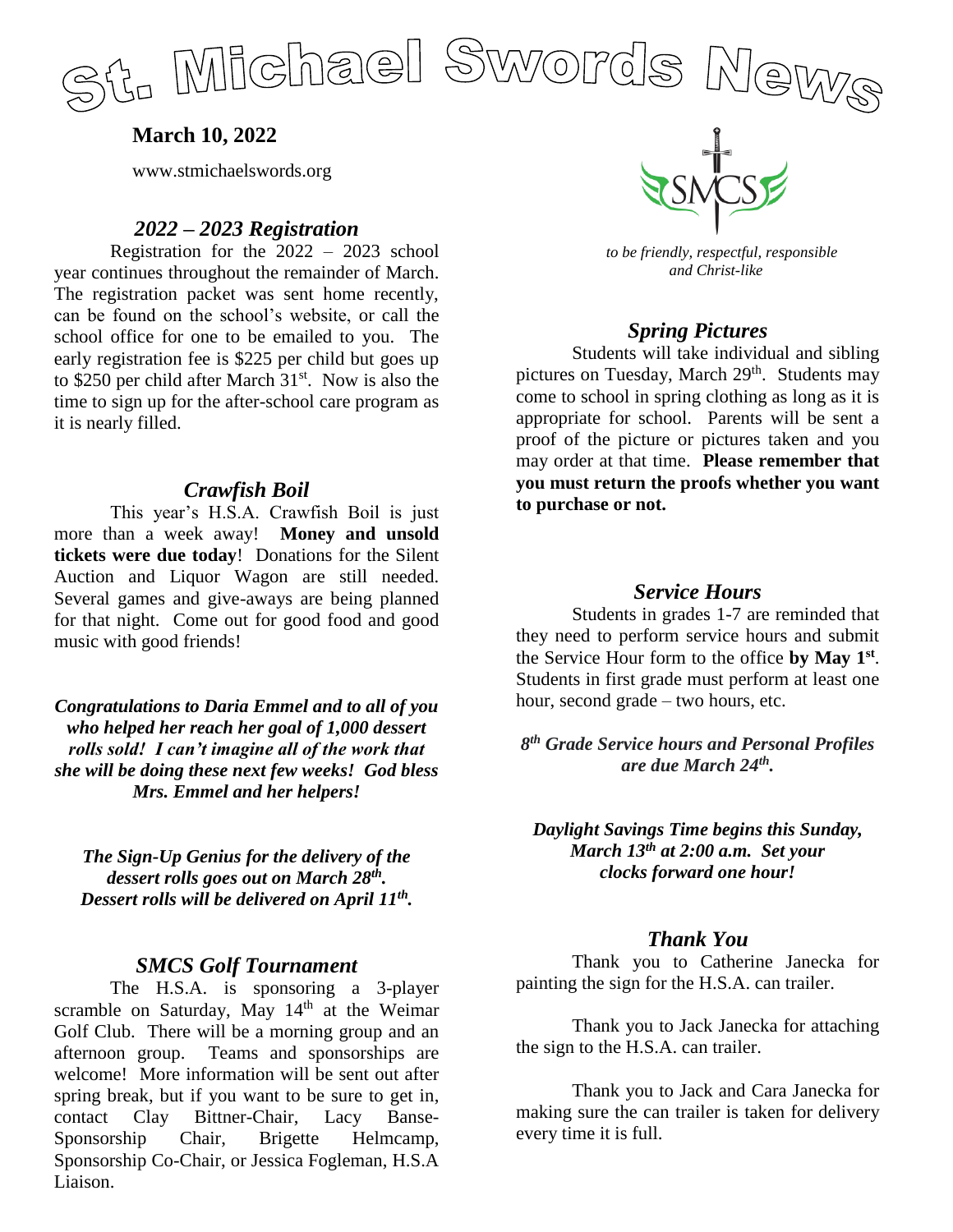# St. Michael Swords News

**March 10, 2022**

www.stmichaelswords.org

*to be friendly, respectful, responsible and Christ-like*

## *2022 – 2023 Registration*

Registration for the 2022 – 2023 school year continues throughout the remainder of March. The registration packet was sent home recently, can be found on the school's website, or call the school office for one to be emailed to you. The early registration fee is $225 per child but goes up to $250 per child after March 31st. Now is also the time to sign up for the after-school care program as it is nearly filled.

## *Crawfish Boil*

This year's H.S.A. Crawfish Boil is just more than a week away! **Money and unsold tickets were due today**! Donations for the Silent Auction and Liquor Wagon are still needed. Several games and give-aways are being planned for that night. Come out for good food and good music with good friends!

***Congratulations to Daria Emmel and to all of you who helped her reach her goal of 1,000 dessert rolls sold! I can't imagine all of the work that she will be doing these next few weeks! God bless Mrs. Emmel and her helpers!***

***The Sign-Up Genius for the delivery of the dessert rolls goes out on March 28th. Dessert rolls will be delivered on April 11th.***

## *SMCS Golf Tournament*

The H.S.A. is sponsoring a 3-player scramble on Saturday, May 14th at the Weimar Golf Club. There will be a morning group and an afternoon group. Teams and sponsorships are welcome! More information will be sent out after spring break, but if you want to be sure to get in, contact Clay Bittner-Chair, Lacy Banse-Sponsorship Chair, Brigette Helmcamp, Sponsorship Co-Chair, or Jessica Fogleman, H.S.A Liaison.

## *Spring Pictures*

Students will take individual and sibling pictures on Tuesday, March 29th. Students may come to school in spring clothing as long as it is appropriate for school. Parents will be sent a proof of the picture or pictures taken and you may order at that time. **Please remember that you must return the proofs whether you want to purchase or not.**

## *Service Hours*

Students in grades 1-7 are reminded that they need to perform service hours and submit the Service Hour form to the office **by May 1st**. Students in first grade must perform at least one hour, second grade – two hours, etc.

***8th Grade Service hours and Personal Profiles are due March 24th.***

***Daylight Savings Time begins this Sunday, March 13th at 2:00 a.m. Set your clocks forward one hour!***

## *Thank You*

Thank you to Catherine Janecka for painting the sign for the H.S.A. can trailer.

Thank you to Jack Janecka for attaching the sign to the H.S.A. can trailer.

Thank you to Jack and Cara Janecka for making sure the can trailer is taken for delivery every time it is full.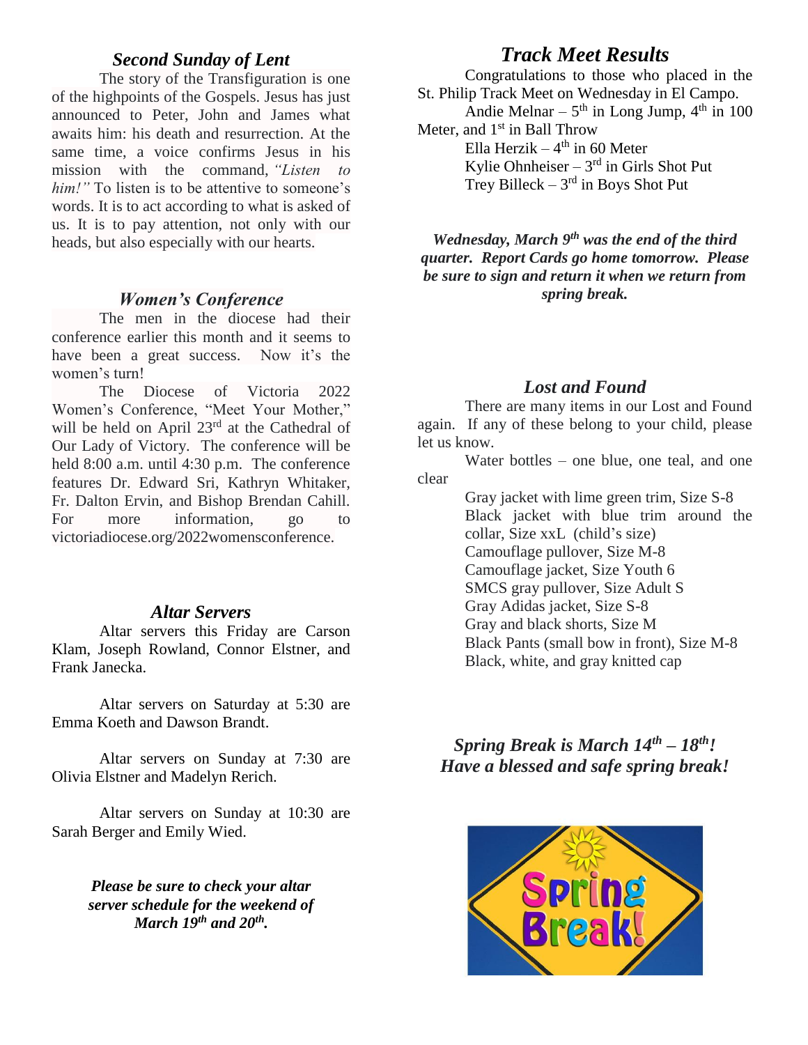### *Second Sunday of Lent*

The story of the Transfiguration is one of the highpoints of the Gospels. Jesus has just announced to Peter, John and James what awaits him: his death and resurrection. At the same time, a voice confirms Jesus in his mission with the command, *"Listen to him!"* To listen is to be attentive to someone's words. It is to act according to what is asked of us. It is to pay attention, not only with our heads, but also especially with our hearts.

### *Women's Conference*

The men in the diocese had their conference earlier this month and it seems to have been a great success. Now it's the women's turn!

The Diocese of Victoria 2022 Women's Conference, "Meet Your Mother," will be held on April 23rd at the Cathedral of Our Lady of Victory. The conference will be held 8:00 a.m. until 4:30 p.m. The conference features Dr. Edward Sri, Kathryn Whitaker, Fr. Dalton Ervin, and Bishop Brendan Cahill. For more information, go to victoriadiocese.org/2022womensconference.

### *Altar Servers*

Altar servers this Friday are Carson Klam, Joseph Rowland, Connor Elstner, and Frank Janecka.

Altar servers on Saturday at 5:30 are Emma Koeth and Dawson Brandt.

Altar servers on Sunday at 7:30 are Olivia Elstner and Madelyn Rerich.

Altar servers on Sunday at 10:30 are Sarah Berger and Emily Wied.

***Please be sure to check your altar server schedule for the weekend of March 19th and 20th.***

## *Track Meet Results*

Congratulations to those who placed in the St. Philip Track Meet on Wednesday in El Campo.

Andie Melnar – 5th in Long Jump, 4th in 100 Meter, and 1st in Ball Throw
Ella Herzik – 4th in 60 Meter
Kylie Ohnheiser – 3rd in Girls Shot Put
Trey Billeck – 3rd in Boys Shot Put

***Wednesday, March 9th was the end of the third quarter. Report Cards go home tomorrow. Please be sure to sign and return it when we return from spring break.***

### *Lost and Found*

There are many items in our Lost and Found again. If any of these belong to your child, please let us know.

Water bottles – one blue, one teal, and one clear

Gray jacket with lime green trim, Size S-8
Black jacket with blue trim around the collar, Size xxL (child's size)
Camouflage pullover, Size M-8
Camouflage jacket, Size Youth 6
SMCS gray pullover, Size Adult S
Gray Adidas jacket, Size S-8
Gray and black shorts, Size M
Black Pants (small bow in front), Size M-8
Black, white, and gray knitted cap

***Spring Break is March 14th – 18th!***
***Have a blessed and safe spring break!***

Spring Break!